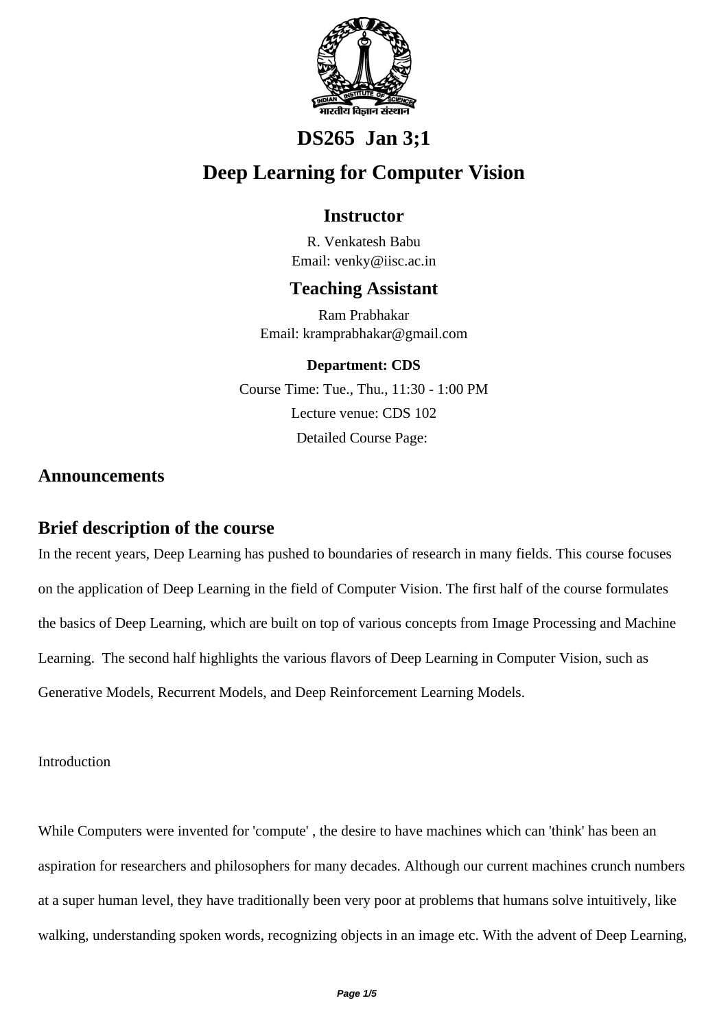# DS265 Jan 3;1

# Deep Learning for Computer Vision

### Instructor

R. Venkatesh Babu
Email: venky@iisc.ac.in

### Teaching Assistant

Ram Prabhakar
Email: kramprabhakar@gmail.com

**Department: CDS**

Course Time: Tue., Thu., 11:30 - 1:00 PM

Lecture venue: CDS 102

Detailed Course Page:

## Announcements

## Brief description of the course

In the recent years, Deep Learning has pushed to boundaries of research in many fields. This course focuses on the application of Deep Learning in the field of Computer Vision. The first half of the course formulates the basics of Deep Learning, which are built on top of various concepts from Image Processing and Machine Learning. The second half highlights the various flavors of Deep Learning in Computer Vision, such as Generative Models, Recurrent Models, and Deep Reinforcement Learning Models.

Introduction

While Computers were invented for 'compute' , the desire to have machines which can 'think' has been an aspiration for researchers and philosophers for many decades. Although our current machines crunch numbers at a super human level, they have traditionally been very poor at problems that humans solve intuitively, like walking, understanding spoken words, recognizing objects in an image etc. With the advent of Deep Learning,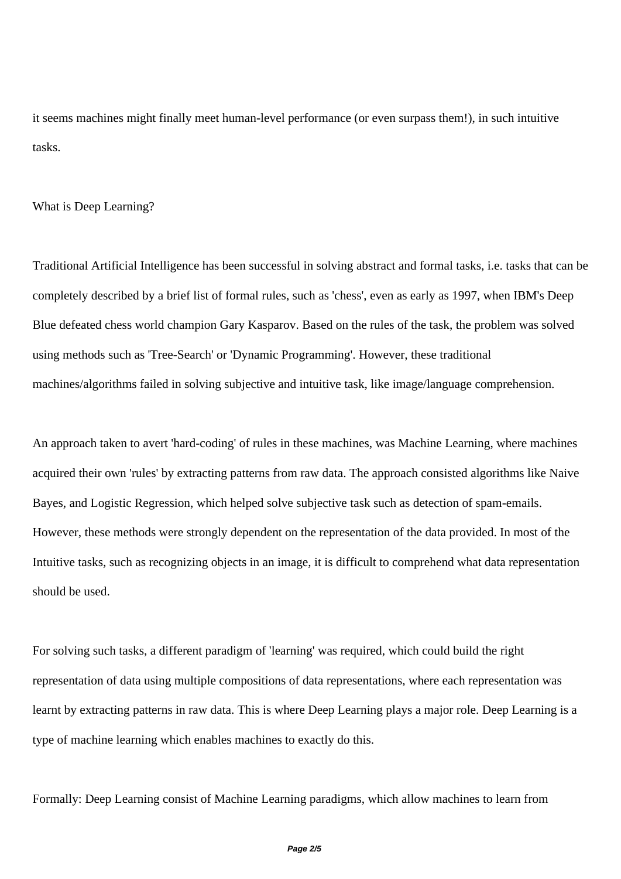it seems machines might finally meet human-level performance (or even surpass them!), in such intuitive tasks.

## What is Deep Learning?

Traditional Artificial Intelligence has been successful in solving abstract and formal tasks, i.e. tasks that can be completely described by a brief list of formal rules, such as 'chess', even as early as 1997, when IBM's Deep Blue defeated chess world champion Gary Kasparov. Based on the rules of the task, the problem was solved using methods such as 'Tree-Search' or 'Dynamic Programming'. However, these traditional machines/algorithms failed in solving subjective and intuitive task, like image/language comprehension.

An approach taken to avert 'hard-coding' of rules in these machines, was Machine Learning, where machines acquired their own 'rules' by extracting patterns from raw data. The approach consisted algorithms like Naive Bayes, and Logistic Regression, which helped solve subjective task such as detection of spam-emails. However, these methods were strongly dependent on the representation of the data provided. In most of the Intuitive tasks, such as recognizing objects in an image, it is difficult to comprehend what data representation should be used.

For solving such tasks, a different paradigm of 'learning' was required, which could build the right representation of data using multiple compositions of data representations, where each representation was learnt by extracting patterns in raw data. This is where Deep Learning plays a major role. Deep Learning is a type of machine learning which enables machines to exactly do this.

Formally: Deep Learning consist of Machine Learning paradigms, which allow machines to learn from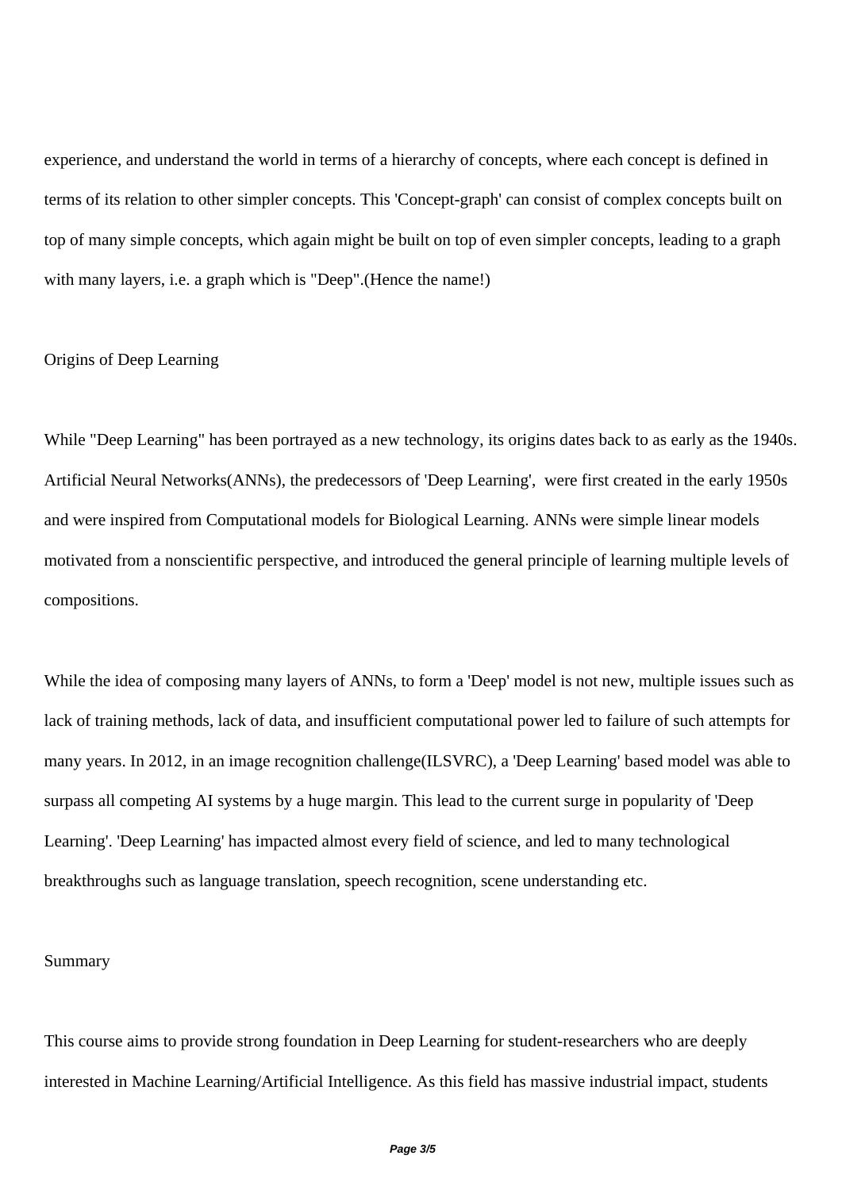experience, and understand the world in terms of a hierarchy of concepts, where each concept is defined in terms of its relation to other simpler concepts. This 'Concept-graph' can consist of complex concepts built on top of many simple concepts, which again might be built on top of even simpler concepts, leading to a graph with many layers, i.e. a graph which is "Deep".(Hence the name!)

## Origins of Deep Learning

While "Deep Learning" has been portrayed as a new technology, its origins dates back to as early as the 1940s. Artificial Neural Networks(ANNs), the predecessors of 'Deep Learning', were first created in the early 1950s and were inspired from Computational models for Biological Learning. ANNs were simple linear models motivated from a nonscientific perspective, and introduced the general principle of learning multiple levels of compositions.

While the idea of composing many layers of ANNs, to form a 'Deep' model is not new, multiple issues such as lack of training methods, lack of data, and insufficient computational power led to failure of such attempts for many years. In 2012, in an image recognition challenge(ILSVRC), a 'Deep Learning' based model was able to surpass all competing AI systems by a huge margin. This lead to the current surge in popularity of 'Deep Learning'. 'Deep Learning' has impacted almost every field of science, and led to many technological breakthroughs such as language translation, speech recognition, scene understanding etc.

## Summary

This course aims to provide strong foundation in Deep Learning for student-researchers who are deeply interested in Machine Learning/Artificial Intelligence. As this field has massive industrial impact, students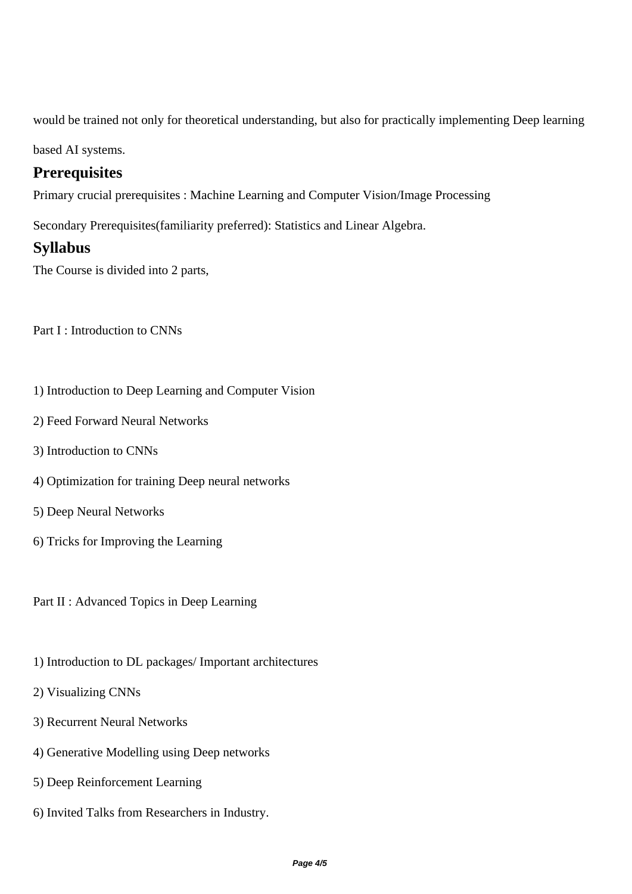would be trained not only for theoretical understanding, but also for practically implementing Deep learning based AI systems.

## Prerequisites

Primary crucial prerequisites : Machine Learning and Computer Vision/Image Processing

Secondary Prerequisites(familiarity preferred): Statistics and Linear Algebra.

## Syllabus

The Course is divided into 2 parts,

Part I : Introduction to CNNs

1) Introduction to Deep Learning and Computer Vision

2) Feed Forward Neural Networks

3) Introduction to CNNs

4) Optimization for training Deep neural networks

5) Deep Neural Networks

6) Tricks for Improving the Learning

Part II : Advanced Topics in Deep Learning

1) Introduction to DL packages/ Important architectures

2) Visualizing CNNs

3) Recurrent Neural Networks

4) Generative Modelling using Deep networks

5) Deep Reinforcement Learning

6) Invited Talks from Researchers in Industry.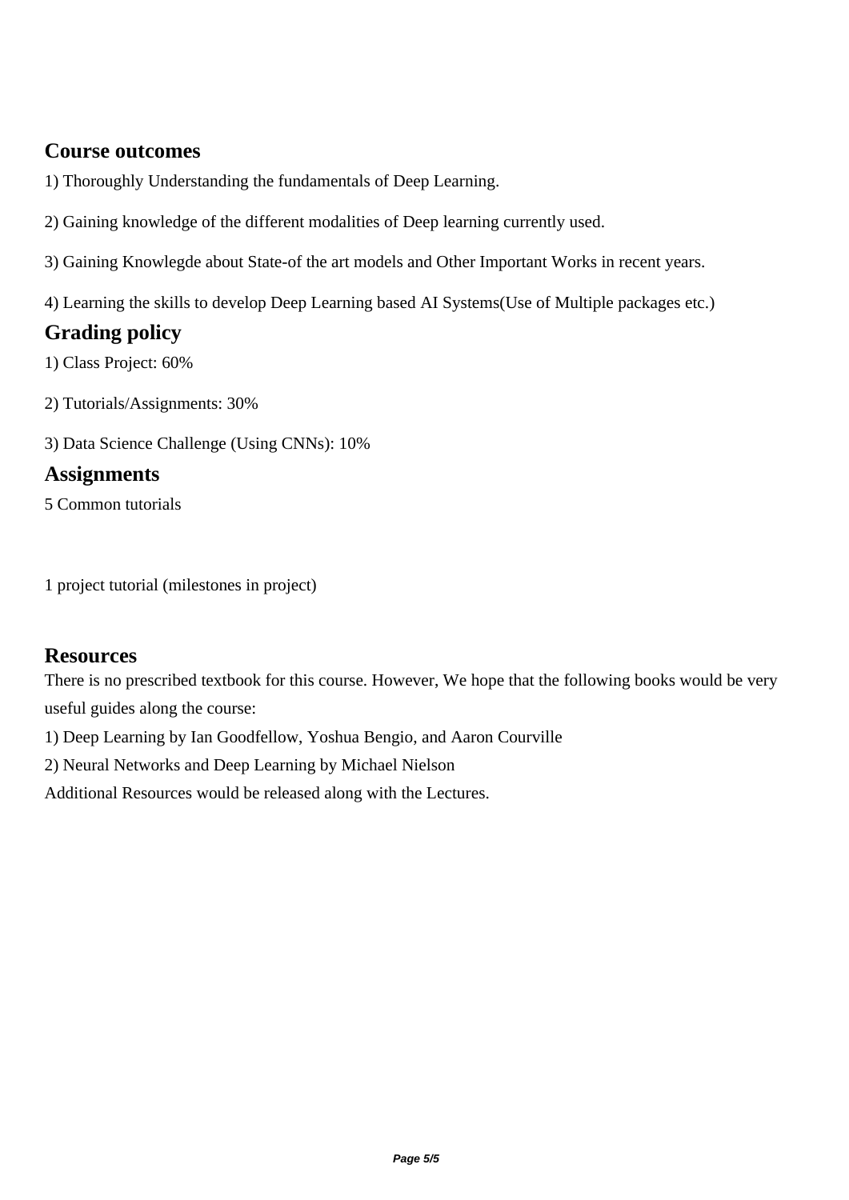## Course outcomes

1) Thoroughly Understanding the fundamentals of Deep Learning.

2) Gaining knowledge of the different modalities of Deep learning currently used.

3) Gaining Knowlegde about State-of the art models and Other Important Works in recent years.

4) Learning the skills to develop Deep Learning based AI Systems(Use of Multiple packages etc.)

## Grading policy

1) Class Project: 60%

2) Tutorials/Assignments: 30%

3) Data Science Challenge (Using CNNs): 10%

## Assignments

5 Common tutorials

1 project tutorial (milestones in project)

## Resources

There is no prescribed textbook for this course. However, We hope that the following books would be very useful guides along the course:

1) Deep Learning by Ian Goodfellow, Yoshua Bengio, and Aaron Courville

2) Neural Networks and Deep Learning by Michael Nielson

Additional Resources would be released along with the Lectures.